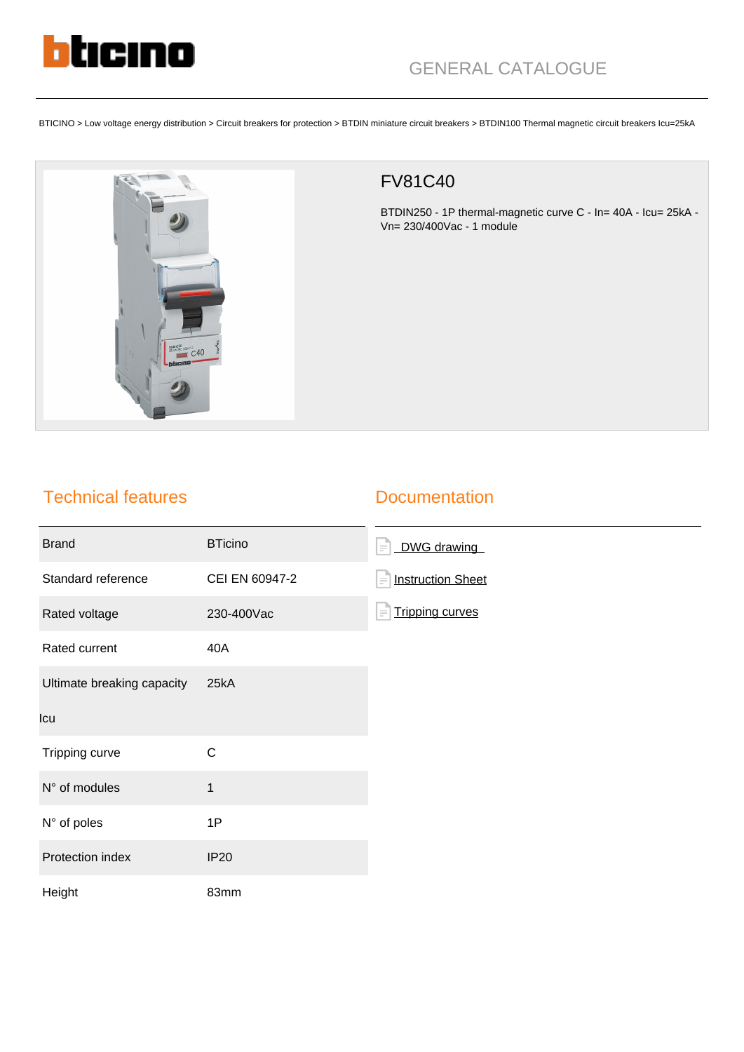GENERAL CATALOGUE

BTICINO > Low voltage energy distribution > Circuit breakers for protection > BTDIN miniature circuit breakers > BTDIN100 Thermal magnetic circuit breakers Icu=25kA

# FV81C40

BTDIN250 - 1P thermal-magnetic curve C - In= 40A - Icu= 25kA - Vn= 230/400Vac - 1 module

## Technical features

| | |
|---|---|
| Brand | BTicino |
| Standard reference | CEI EN 60947-2 |
| Rated voltage | 230-400Vac |
| Rated current | 40A |
| Ultimate breaking capacity Icu | 25kA |
| Tripping curve | C |
| N° of modules | 1 |
| N° of poles | 1P |
| Protection index | IP20 |
| Height | 83mm |

## Documentation

- DWG drawing
- Instruction Sheet
- Tripping curves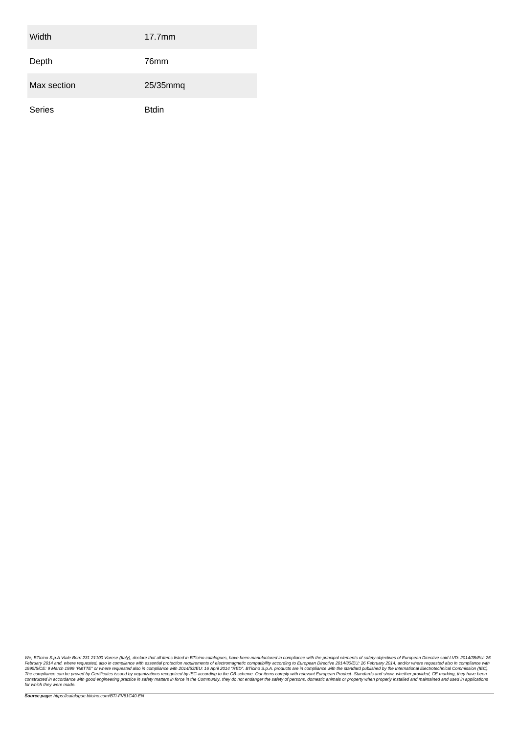| | |
|---|---|
| Width | 17.7mm |
| Depth | 76mm |
| Max section | 25/35mmq |
| Series | Btdin |

*We, BTicino S.p.A Viale Borri 231 21100 Varese (Italy), declare that all items listed in BTicino catalogues, have been manufactured in compliance with the principal elements of safety objectives of European Directive said LVD: 2014/35/EU: 26 February 2014 and, where requested, also in compliance with essential protection requirements of electromagnetic compatibility according to European Directive 2014/30/EU: 26 February 2014, and/or where requested also in compliance with 1995/5/CE: 9 March 1999 "R&TTE" or where requested also in compliance with 2014/53/EU: 16 April 2014 "RED". BTicino S.p.A. products are in compliance with the standard published by the International Electrotechnical Commission (IEC). The compliance can be proved by Certificates issued by organizations recognized by IEC according to the CB-scheme. Our items comply with relevant European Product- Standards and show, whether provided, CE marking, they have been constructed in accordance with good engineering practice in safety matters in force in the Community, they do not endanger the safety of persons, domestic animals or property when properly installed and maintained and used in applications for which they were made.*

***Source page:*** *https://catalogue.bticino.com/BTI-FV81C40-EN*